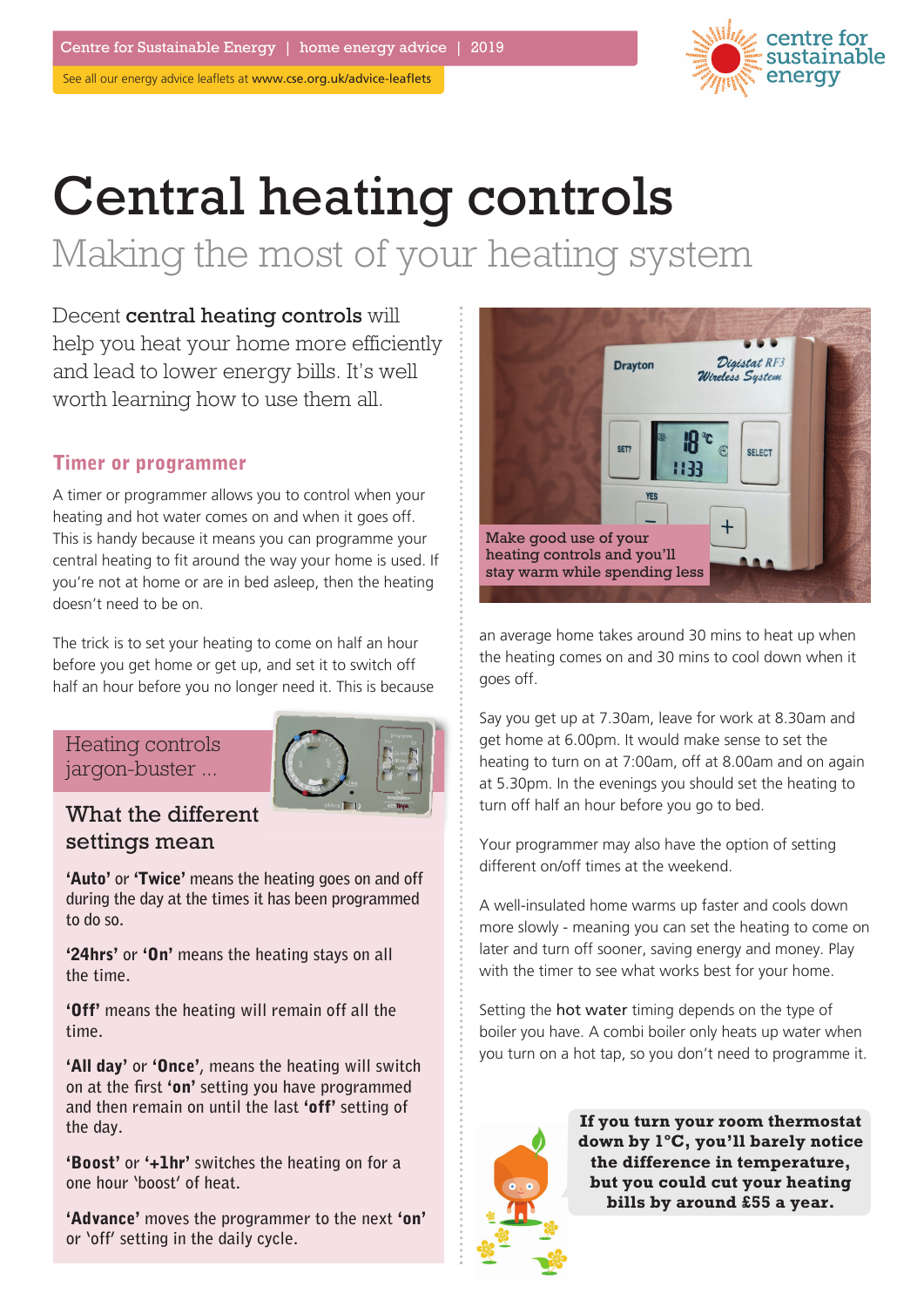# Central heating controls

## Making the most of your heating system

Decent **central heating controls** will help you heat your home more efficiently and lead to lower energy bills. It's well worth learning how to use them all.

### Timer or programmer

A timer or programmer allows you to control when your heating and hot water comes on and when it goes off. This is handy because it means you can programme your central heating to fit around the way your home is used. If you're not at home or are in bed asleep, then the heating doesn't need to be on.

The trick is to set your heating to come on half an hour before you get home or get up, and set it to switch off half an hour before you no longer need it. This is because an average home takes around 30 mins to heat up when the heating comes on and 30 mins to cool down when it goes off.

Say you get up at 7.30am, leave for work at 8.30am and get home at 6.00pm. It would make sense to set the heating to turn on at 7:00am, off at 8.00am and on again at 5.30pm. In the evenings you should set the heating to turn off half an hour before you go to bed.

Your programmer may also have the option of setting different on/off times at the weekend.

A well-insulated home warms up faster and cools down more slowly - meaning you can set the heating to come on later and turn off sooner, saving energy and money. Play with the timer to see what works best for your home.

Setting the hot water timing depends on the type of boiler you have. A combi boiler only heats up water when you turn on a hot tap, so you don't need to programme it.

Make good use of your heating controls and you'll stay warm while spending less

### Heating controls jargon-buster ...

#### What the different settings mean

**'Auto'** or **'Twice'** means the heating goes on and off during the day at the times it has been programmed to do so.

**'24hrs'** or **'On'** means the heating stays on all the time.

**'Off'** means the heating will remain off all the time.

**'All day'** or **'Once'**, means the heating will switch on at the first **'on'** setting you have programmed and then remain on until the last **'off'** setting of the day.

**'Boost'** or **'+1hr'** switches the heating on for a one hour 'boost' of heat.

**'Advance'** moves the programmer to the next **'on'** or 'off' setting in the daily cycle.

**If you turn your room thermostat down by 1°C, you'll barely notice the difference in temperature, but you could cut your heating bills by around £55 a year.**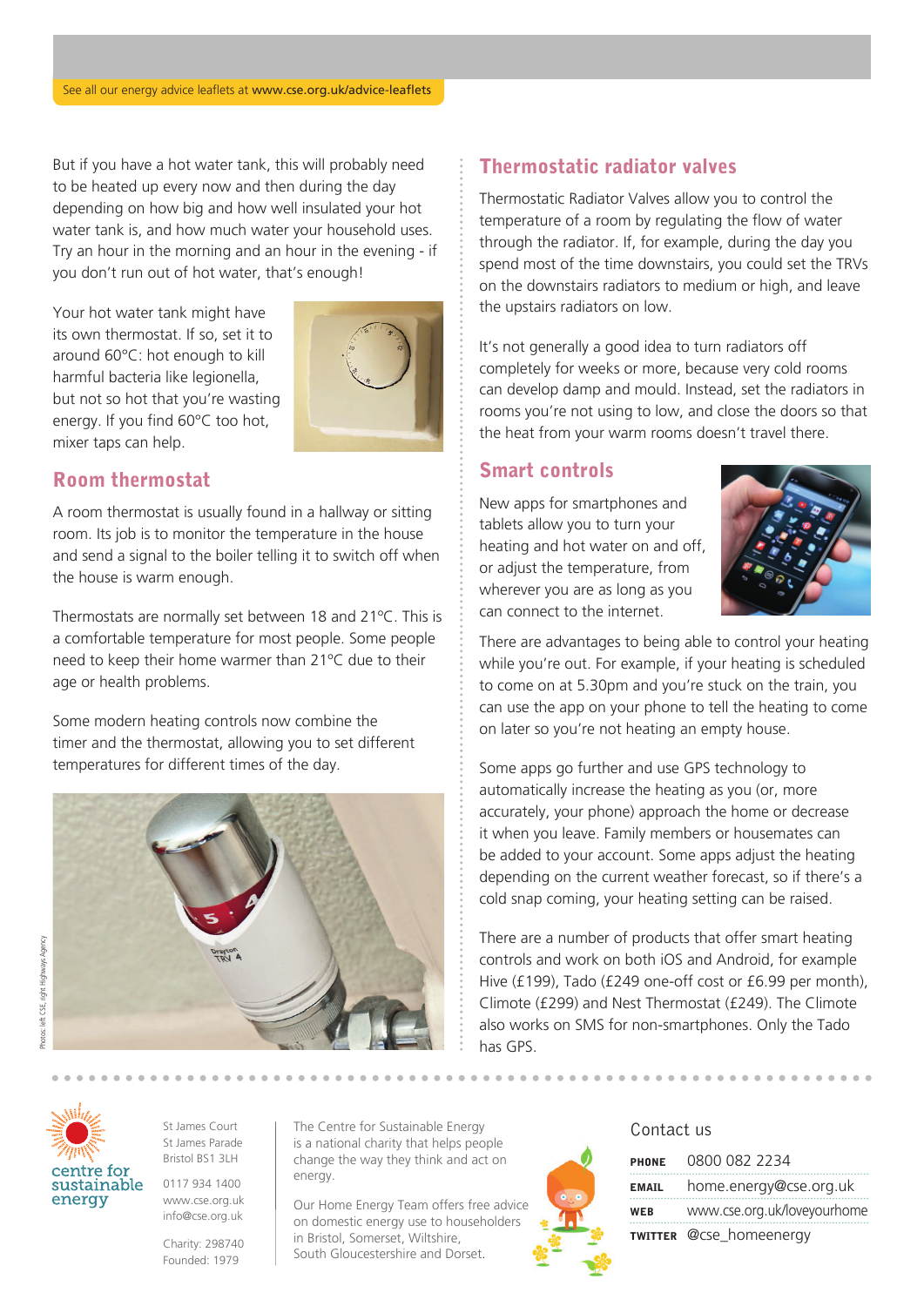See all our energy advice leaflets at www.cse.org.uk/advice-leaflets

But if you have a hot water tank, this will probably need to be heated up every now and then during the day depending on how big and how well insulated your hot water tank is, and how much water your household uses. Try an hour in the morning and an hour in the evening - if you don't run out of hot water, that's enough!

Your hot water tank might have its own thermostat. If so, set it to around 60°C: hot enough to kill harmful bacteria like legionella, but not so hot that you're wasting energy. If you find 60°C too hot, mixer taps can help.

## Room thermostat

A room thermostat is usually found in a hallway or sitting room. Its job is to monitor the temperature in the house and send a signal to the boiler telling it to switch off when the house is warm enough.

Thermostats are normally set between 18 and 21°C. This is a comfortable temperature for most people. Some people need to keep their home warmer than 21°C due to their age or health problems.

Some modern heating controls now combine the timer and the thermostat, allowing you to set different temperatures for different times of the day.

Photos: left CSE, right Highways Agency

## Thermostatic radiator valves

Thermostatic Radiator Valves allow you to control the temperature of a room by regulating the flow of water through the radiator. If, for example, during the day you spend most of the time downstairs, you could set the TRVs on the downstairs radiators to medium or high, and leave the upstairs radiators on low.

It's not generally a good idea to turn radiators off completely for weeks or more, because very cold rooms can develop damp and mould. Instead, set the radiators in rooms you're not using to low, and close the doors so that the heat from your warm rooms doesn't travel there.

## Smart controls

New apps for smartphones and tablets allow you to turn your heating and hot water on and off, or adjust the temperature, from wherever you are as long as you can connect to the internet.

There are advantages to being able to control your heating while you're out. For example, if your heating is scheduled to come on at 5.30pm and you're stuck on the train, you can use the app on your phone to tell the heating to come on later so you're not heating an empty house.

Some apps go further and use GPS technology to automatically increase the heating as you (or, more accurately, your phone) approach the home or decrease it when you leave. Family members or housemates can be added to your account. Some apps adjust the heating depending on the current weather forecast, so if there's a cold snap coming, your heating setting can be raised.

There are a number of products that offer smart heating controls and work on both iOS and Android, for example Hive (£199), Tado (£249 one-off cost or £6.99 per month), Climote (£299) and Nest Thermostat (£249). The Climote also works on SMS for non-smartphones. Only the Tado has GPS.

centre for sustainable energy

St James Court
St James Parade
Bristol BS1 3LH

0117 934 1400
www.cse.org.uk
info@cse.org.uk

Charity: 298740
Founded: 1979

The Centre for Sustainable Energy is a national charity that helps people change the way they think and act on energy.

Our Home Energy Team offers free advice on domestic energy use to householders in Bristol, Somerset, Wiltshire, South Gloucestershire and Dorset.

Contact us

| | |
|---|---|
| PHONE | 0800 082 2234 |
| EMAIL | home.energy@cse.org.uk |
| WEB | www.cse.org.uk/loveyourhome |
| TWITTER | @cse_homeenergy |